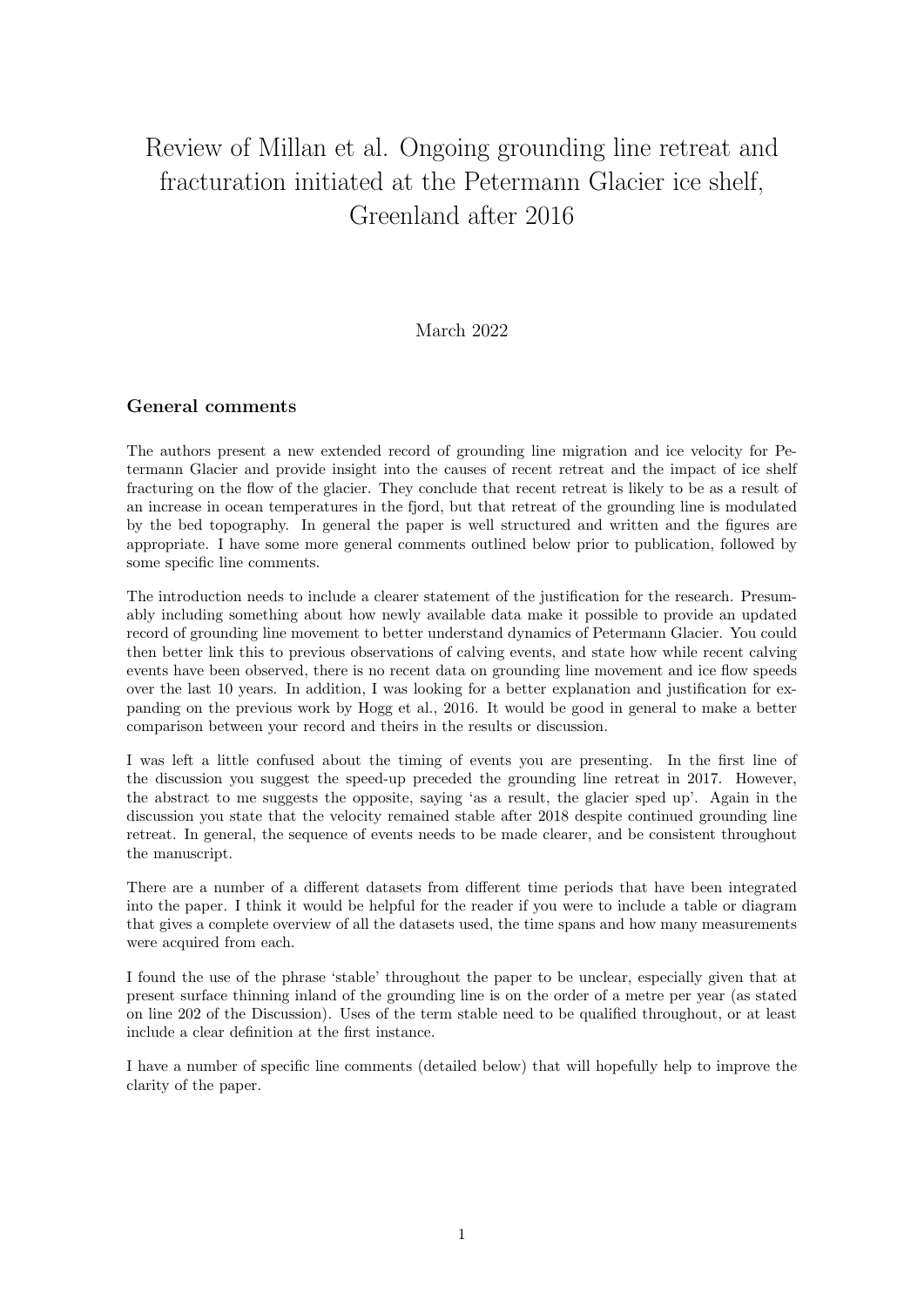# Review of Millan et al. Ongoing grounding line retreat and fracturation initiated at the Petermann Glacier ice shelf, Greenland after 2016

March 2022

### General comments

The authors present a new extended record of grounding line migration and ice velocity for Petermann Glacier and provide insight into the causes of recent retreat and the impact of ice shelf fracturing on the flow of the glacier. They conclude that recent retreat is likely to be as a result of an increase in ocean temperatures in the fjord, but that retreat of the grounding line is modulated by the bed topography. In general the paper is well structured and written and the figures are appropriate. I have some more general comments outlined below prior to publication, followed by some specific line comments.

The introduction needs to include a clearer statement of the justification for the research. Presumably including something about how newly available data make it possible to provide an updated record of grounding line movement to better understand dynamics of Petermann Glacier. You could then better link this to previous observations of calving events, and state how while recent calving events have been observed, there is no recent data on grounding line movement and ice flow speeds over the last 10 years. In addition, I was looking for a better explanation and justification for expanding on the previous work by Hogg et al., 2016. It would be good in general to make a better comparison between your record and theirs in the results or discussion.

I was left a little confused about the timing of events you are presenting. In the first line of the discussion you suggest the speed-up preceded the grounding line retreat in 2017. However, the abstract to me suggests the opposite, saying 'as a result, the glacier sped up'. Again in the discussion you state that the velocity remained stable after 2018 despite continued grounding line retreat. In general, the sequence of events needs to be made clearer, and be consistent throughout the manuscript.

There are a number of a different datasets from different time periods that have been integrated into the paper. I think it would be helpful for the reader if you were to include a table or diagram that gives a complete overview of all the datasets used, the time spans and how many measurements were acquired from each.

I found the use of the phrase 'stable' throughout the paper to be unclear, especially given that at present surface thinning inland of the grounding line is on the order of a metre per year (as stated on line 202 of the Discussion). Uses of the term stable need to be qualified throughout, or at least include a clear definition at the first instance.

I have a number of specific line comments (detailed below) that will hopefully help to improve the clarity of the paper.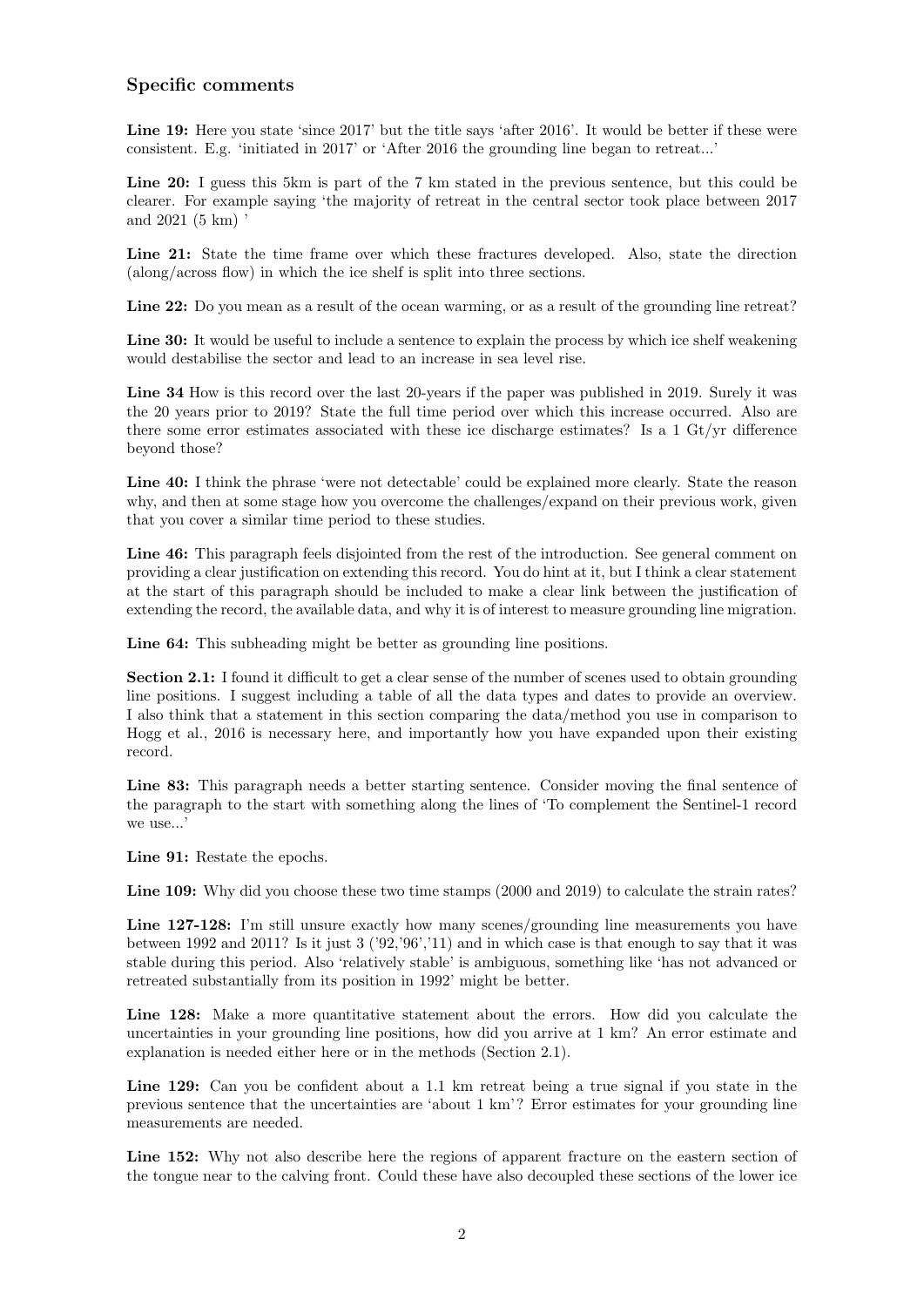## Specific comments

**Line 19:** Here you state 'since 2017' but the title says 'after 2016'. It would be better if these were consistent. E.g. 'initiated in 2017' or 'After 2016 the grounding line began to retreat...'

**Line 20:** I guess this 5km is part of the 7 km stated in the previous sentence, but this could be clearer. For example saying 'the majority of retreat in the central sector took place between 2017 and 2021 (5 km) '

**Line 21:** State the time frame over which these fractures developed. Also, state the direction (along/across flow) in which the ice shelf is split into three sections.

**Line 22:** Do you mean as a result of the ocean warming, or as a result of the grounding line retreat?

**Line 30:** It would be useful to include a sentence to explain the process by which ice shelf weakening would destabilise the sector and lead to an increase in sea level rise.

**Line 34** How is this record over the last 20-years if the paper was published in 2019. Surely it was the 20 years prior to 2019? State the full time period over which this increase occurred. Also are there some error estimates associated with these ice discharge estimates? Is a 1 Gt/yr difference beyond those?

**Line 40:** I think the phrase 'were not detectable' could be explained more clearly. State the reason why, and then at some stage how you overcome the challenges/expand on their previous work, given that you cover a similar time period to these studies.

**Line 46:** This paragraph feels disjointed from the rest of the introduction. See general comment on providing a clear justification on extending this record. You do hint at it, but I think a clear statement at the start of this paragraph should be included to make a clear link between the justification of extending the record, the available data, and why it is of interest to measure grounding line migration.

**Line 64:** This subheading might be better as grounding line positions.

**Section 2.1:** I found it difficult to get a clear sense of the number of scenes used to obtain grounding line positions. I suggest including a table of all the data types and dates to provide an overview. I also think that a statement in this section comparing the data/method you use in comparison to Hogg et al., 2016 is necessary here, and importantly how you have expanded upon their existing record.

**Line 83:** This paragraph needs a better starting sentence. Consider moving the final sentence of the paragraph to the start with something along the lines of 'To complement the Sentinel-1 record we use...'

**Line 91:** Restate the epochs.

**Line 109:** Why did you choose these two time stamps (2000 and 2019) to calculate the strain rates?

**Line 127-128:** I'm still unsure exactly how many scenes/grounding line measurements you have between 1992 and 2011? Is it just 3 ('92,'96','11) and in which case is that enough to say that it was stable during this period. Also 'relatively stable' is ambiguous, something like 'has not advanced or retreated substantially from its position in 1992' might be better.

**Line 128:** Make a more quantitative statement about the errors. How did you calculate the uncertainties in your grounding line positions, how did you arrive at 1 km? An error estimate and explanation is needed either here or in the methods (Section 2.1).

**Line 129:** Can you be confident about a 1.1 km retreat being a true signal if you state in the previous sentence that the uncertainties are 'about 1 km'? Error estimates for your grounding line measurements are needed.

**Line 152:** Why not also describe here the regions of apparent fracture on the eastern section of the tongue near to the calving front. Could these have also decoupled these sections of the lower ice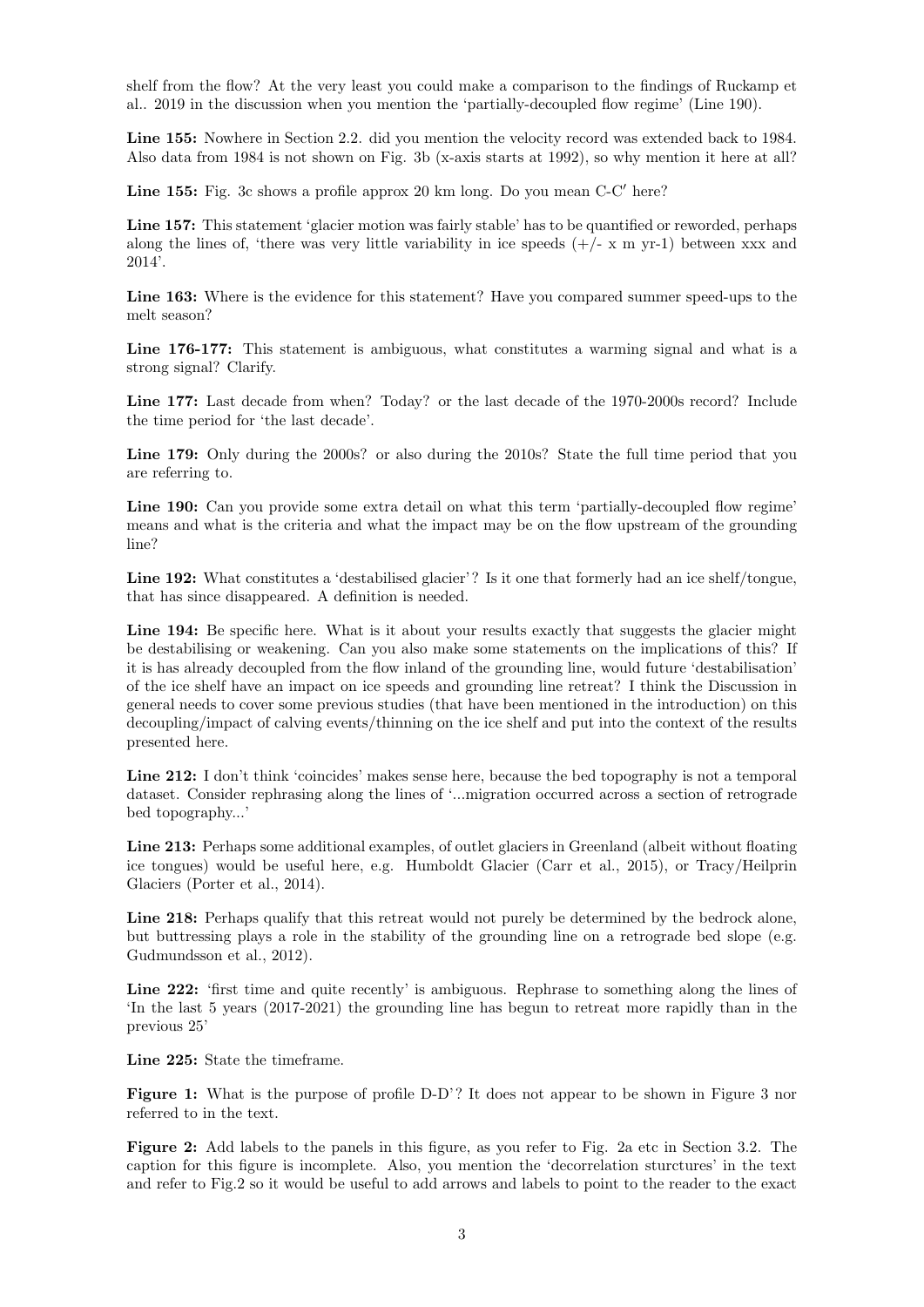shelf from the flow? At the very least you could make a comparison to the findings of Ruckamp et al.. 2019 in the discussion when you mention the 'partially-decoupled flow regime' (Line 190).

**Line 155:** Nowhere in Section 2.2. did you mention the velocity record was extended back to 1984. Also data from 1984 is not shown on Fig. 3b (x-axis starts at 1992), so why mention it here at all?

**Line 155:** Fig. 3c shows a profile approx 20 km long. Do you mean C-C′ here?

**Line 157:** This statement 'glacier motion was fairly stable' has to be quantified or reworded, perhaps along the lines of, 'there was very little variability in ice speeds (+/- x m yr-1) between xxx and 2014'.

**Line 163:** Where is the evidence for this statement? Have you compared summer speed-ups to the melt season?

**Line 176-177:** This statement is ambiguous, what constitutes a warming signal and what is a strong signal? Clarify.

**Line 177:** Last decade from when? Today? or the last decade of the 1970-2000s record? Include the time period for 'the last decade'.

**Line 179:** Only during the 2000s? or also during the 2010s? State the full time period that you are referring to.

**Line 190:** Can you provide some extra detail on what this term 'partially-decoupled flow regime' means and what is the criteria and what the impact may be on the flow upstream of the grounding line?

**Line 192:** What constitutes a 'destabilised glacier'? Is it one that formerly had an ice shelf/tongue, that has since disappeared. A definition is needed.

**Line 194:** Be specific here. What is it about your results exactly that suggests the glacier might be destabilising or weakening. Can you also make some statements on the implications of this? If it is has already decoupled from the flow inland of the grounding line, would future 'destabilisation' of the ice shelf have an impact on ice speeds and grounding line retreat? I think the Discussion in general needs to cover some previous studies (that have been mentioned in the introduction) on this decoupling/impact of calving events/thinning on the ice shelf and put into the context of the results presented here.

**Line 212:** I don't think 'coincides' makes sense here, because the bed topography is not a temporal dataset. Consider rephrasing along the lines of '...migration occurred across a section of retrograde bed topography...'

**Line 213:** Perhaps some additional examples, of outlet glaciers in Greenland (albeit without floating ice tongues) would be useful here, e.g. Humboldt Glacier (Carr et al., 2015), or Tracy/Heilprin Glaciers (Porter et al., 2014).

**Line 218:** Perhaps qualify that this retreat would not purely be determined by the bedrock alone, but buttressing plays a role in the stability of the grounding line on a retrograde bed slope (e.g. Gudmundsson et al., 2012).

**Line 222:** 'first time and quite recently' is ambiguous. Rephrase to something along the lines of 'In the last 5 years (2017-2021) the grounding line has begun to retreat more rapidly than in the previous 25'

**Line 225:** State the timeframe.

**Figure 1:** What is the purpose of profile D-D'? It does not appear to be shown in Figure 3 nor referred to in the text.

**Figure 2:** Add labels to the panels in this figure, as you refer to Fig. 2a etc in Section 3.2. The caption for this figure is incomplete. Also, you mention the 'decorrelation sturctures' in the text and refer to Fig.2 so it would be useful to add arrows and labels to point to the reader to the exact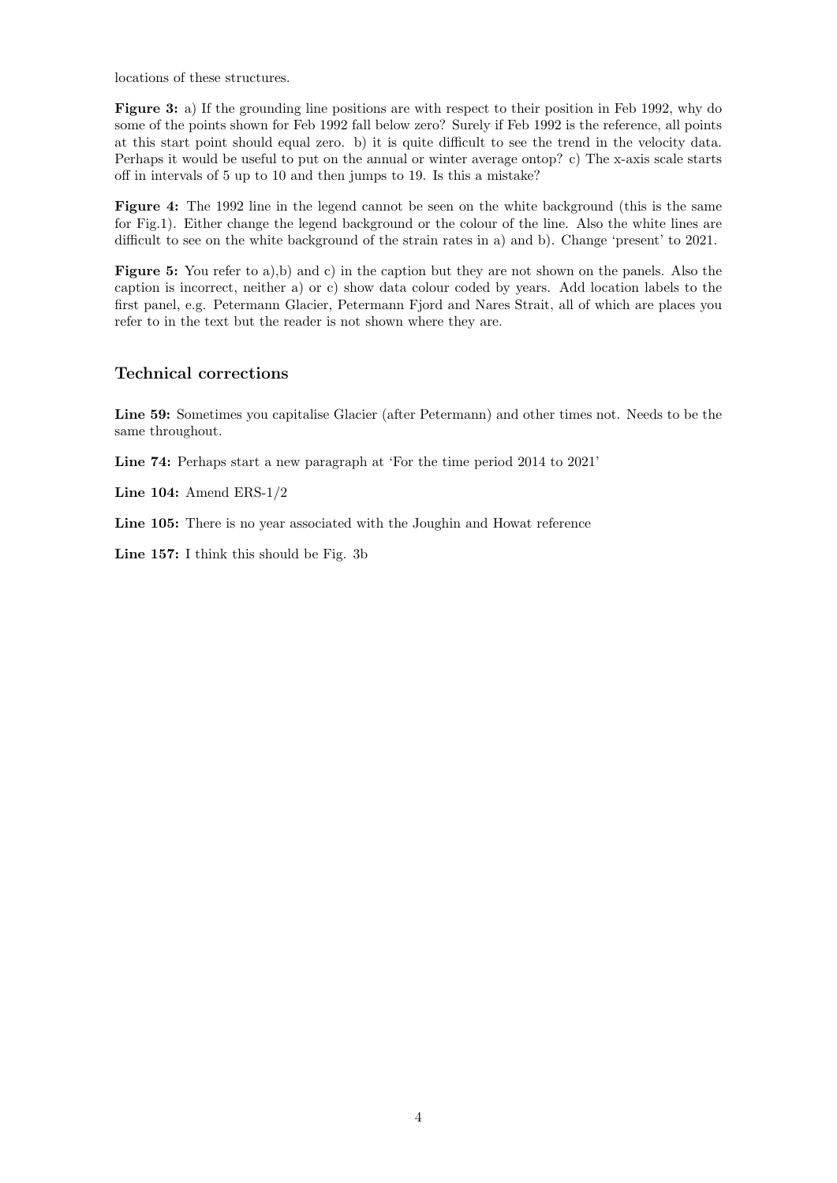locations of these structures.

**Figure 3:** a) If the grounding line positions are with respect to their position in Feb 1992, why do some of the points shown for Feb 1992 fall below zero? Surely if Feb 1992 is the reference, all points at this start point should equal zero. b) it is quite difficult to see the trend in the velocity data. Perhaps it would be useful to put on the annual or winter average ontop? c) The x-axis scale starts off in intervals of 5 up to 10 and then jumps to 19. Is this a mistake?

**Figure 4:** The 1992 line in the legend cannot be seen on the white background (this is the same for Fig.1). Either change the legend background or the colour of the line. Also the white lines are difficult to see on the white background of the strain rates in a) and b). Change 'present' to 2021.

**Figure 5:** You refer to a),b) and c) in the caption but they are not shown on the panels. Also the caption is incorrect, neither a) or c) show data colour coded by years. Add location labels to the first panel, e.g. Petermann Glacier, Petermann Fjord and Nares Strait, all of which are places you refer to in the text but the reader is not shown where they are.

### Technical corrections

**Line 59:** Sometimes you capitalise Glacier (after Petermann) and other times not. Needs to be the same throughout.

**Line 74:** Perhaps start a new paragraph at 'For the time period 2014 to 2021'

**Line 104:** Amend ERS-1/2

**Line 105:** There is no year associated with the Joughin and Howat reference

**Line 157:** I think this should be Fig. 3b